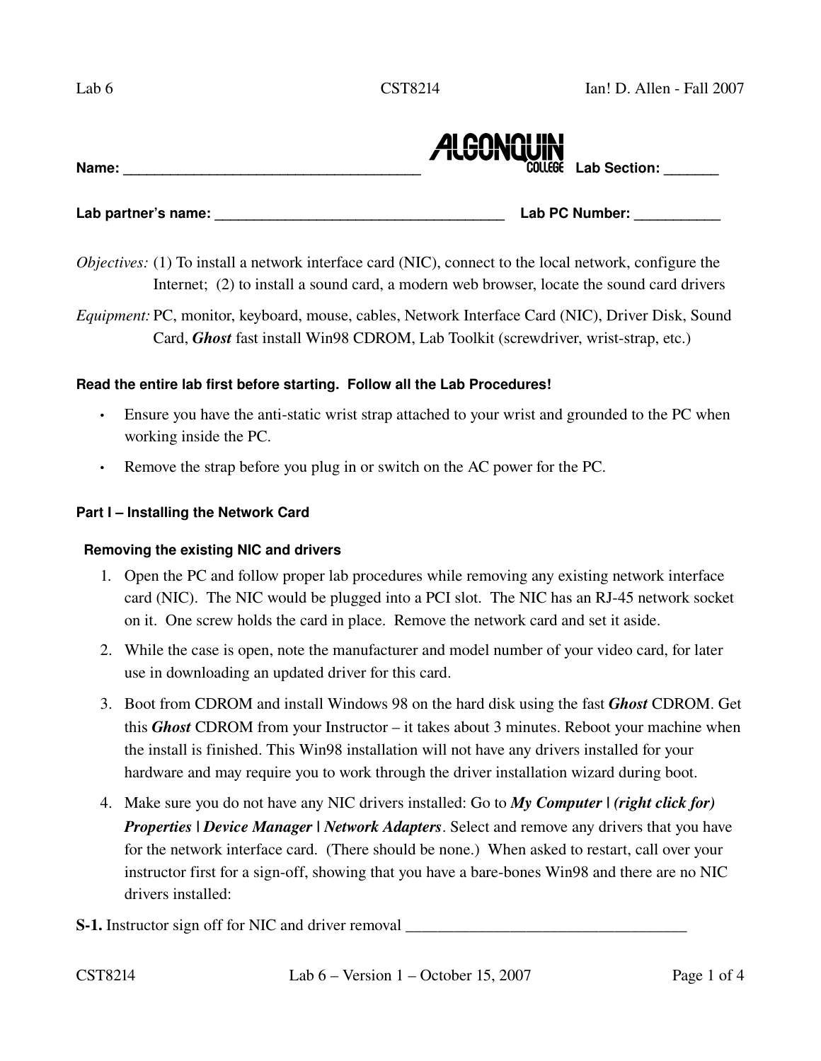Name: ______________________________________ Lab Section: _______

Lab partner's name: ______________________________________ Lab PC Number: ___________

*Objectives:* (1) To install a network interface card (NIC), connect to the local network, configure the Internet; (2) to install a sound card, a modern web browser, locate the sound card drivers

*Equipment:* PC, monitor, keyboard, mouse, cables, Network Interface Card (NIC), Driver Disk, Sound Card, ***Ghost*** fast install Win98 CDROM, Lab Toolkit (screwdriver, wrist-strap, etc.)

**Read the entire lab first before starting. Follow all the Lab Procedures!**

- Ensure you have the anti-static wrist strap attached to your wrist and grounded to the PC when working inside the PC.
- Remove the strap before you plug in or switch on the AC power for the PC.

## Part I – Installing the Network Card

### Removing the existing NIC and drivers

1. Open the PC and follow proper lab procedures while removing any existing network interface card (NIC). The NIC would be plugged into a PCI slot. The NIC has an RJ-45 network socket on it. One screw holds the card in place. Remove the network card and set it aside.
2. While the case is open, note the manufacturer and model number of your video card, for later use in downloading an updated driver for this card.
3. Boot from CDROM and install Windows 98 on the hard disk using the fast ***Ghost*** CDROM. Get this ***Ghost*** CDROM from your Instructor – it takes about 3 minutes. Reboot your machine when the install is finished. This Win98 installation will not have any drivers installed for your hardware and may require you to work through the driver installation wizard during boot.
4. Make sure you do not have any NIC drivers installed: Go to ***My Computer | (right click for) Properties | Device Manager | Network Adapters***. Select and remove any drivers that you have for the network interface card. (There should be none.) When asked to restart, call over your instructor first for a sign-off, showing that you have a bare-bones Win98 and there are no NIC drivers installed:

**S-1.** Instructor sign off for NIC and driver removal ___________________________________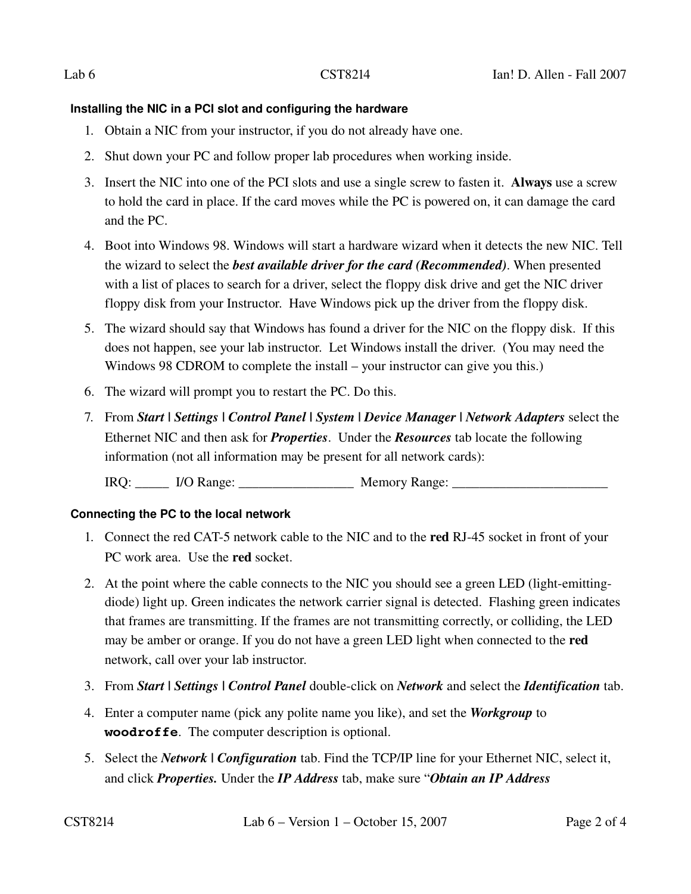#### Installing the NIC in a PCI slot and configuring the hardware

1. Obtain a NIC from your instructor, if you do not already have one.
2. Shut down your PC and follow proper lab procedures when working inside.
3. Insert the NIC into one of the PCI slots and use a single screw to fasten it. **Always** use a screw to hold the card in place. If the card moves while the PC is powered on, it can damage the card and the PC.
4. Boot into Windows 98. Windows will start a hardware wizard when it detects the new NIC. Tell the wizard to select the ***best available driver for the card (Recommended)***. When presented with a list of places to search for a driver, select the floppy disk drive and get the NIC driver floppy disk from your Instructor. Have Windows pick up the driver from the floppy disk.
5. The wizard should say that Windows has found a driver for the NIC on the floppy disk. If this does not happen, see your lab instructor. Let Windows install the driver. (You may need the Windows 98 CDROM to complete the install – your instructor can give you this.)
6. The wizard will prompt you to restart the PC. Do this.
7. From ***Start | Settings | Control Panel | System | Device Manager | Network Adapters*** select the Ethernet NIC and then ask for ***Properties***. Under the ***Resources*** tab locate the following information (not all information may be present for all network cards):

   IRQ: _____ I/O Range: _________________ Memory Range: _______________________

#### Connecting the PC to the local network

1. Connect the red CAT-5 network cable to the NIC and to the **red** RJ-45 socket in front of your PC work area. Use the **red** socket.
2. At the point where the cable connects to the NIC you should see a green LED (light-emitting-diode) light up. Green indicates the network carrier signal is detected. Flashing green indicates that frames are transmitting. If the frames are not transmitting correctly, or colliding, the LED may be amber or orange. If you do not have a green LED light when connected to the **red** network, call over your lab instructor.
3. From ***Start | Settings | Control Panel*** double-click on ***Network*** and select the ***Identification*** tab.
4. Enter a computer name (pick any polite name you like), and set the ***Workgroup*** to **`woodroffe`**. The computer description is optional.
5. Select the ***Network | Configuration*** tab. Find the TCP/IP line for your Ethernet NIC, select it, and click ***Properties.*** Under the ***IP Address*** tab, make sure "***Obtain an IP Address***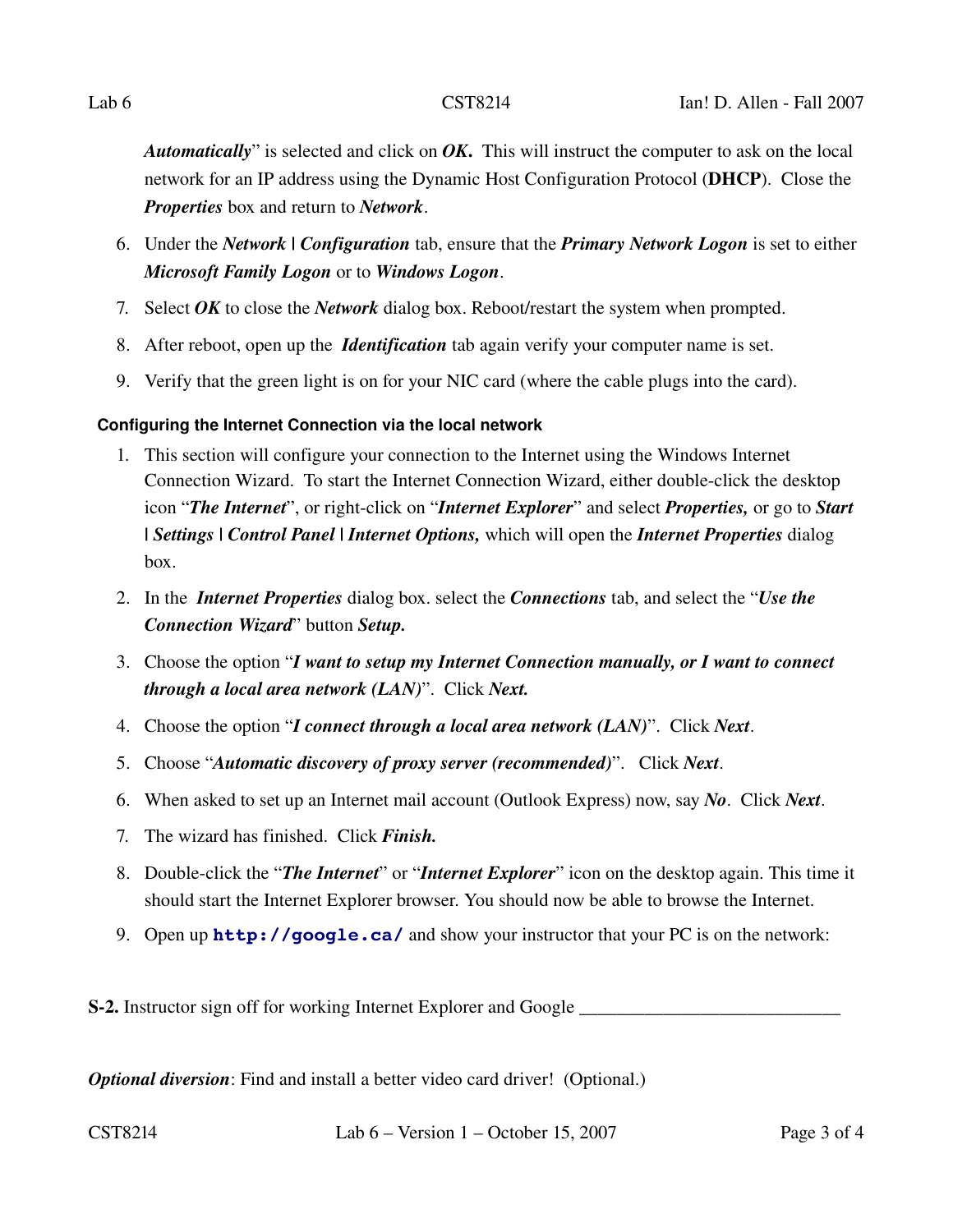***Automatically***" is selected and click on ***OK.*** This will instruct the computer to ask on the local network for an IP address using the Dynamic Host Configuration Protocol (**DHCP**). Close the ***Properties*** box and return to ***Network***.

6. Under the ***Network | Configuration*** tab, ensure that the ***Primary Network Logon*** is set to either ***Microsoft Family Logon*** or to ***Windows Logon***.
7. Select ***OK*** to close the ***Network*** dialog box. Reboot/restart the system when prompted.
8. After reboot, open up the ***Identification*** tab again verify your computer name is set.
9. Verify that the green light is on for your NIC card (where the cable plugs into the card).

**Configuring the Internet Connection via the local network**

1. This section will configure your connection to the Internet using the Windows Internet Connection Wizard. To start the Internet Connection Wizard, either double-click the desktop icon "***The Internet***", or right-click on "***Internet Explorer***" and select ***Properties,*** or go to ***Start | Settings | Control Panel | Internet Options,*** which will open the ***Internet Properties*** dialog box.
2. In the ***Internet Properties*** dialog box. select the ***Connections*** tab, and select the "***Use the Connection Wizard***" button ***Setup.***
3. Choose the option "***I want to setup my Internet Connection manually, or I want to connect through a local area network (LAN)***". Click ***Next.***
4. Choose the option "***I connect through a local area network (LAN)***". Click ***Next***.
5. Choose "***Automatic discovery of proxy server (recommended)***". Click ***Next***.
6. When asked to set up an Internet mail account (Outlook Express) now, say ***No***. Click ***Next***.
7. The wizard has finished. Click ***Finish.***
8. Double-click the "***The Internet***" or "***Internet Explorer***" icon on the desktop again. This time it should start the Internet Explorer browser. You should now be able to browse the Internet.
9. Open up **`http://google.ca/`** and show your instructor that your PC is on the network:

**S-2.** Instructor sign off for working Internet Explorer and Google ____________________________

***Optional diversion***: Find and install a better video card driver! (Optional.)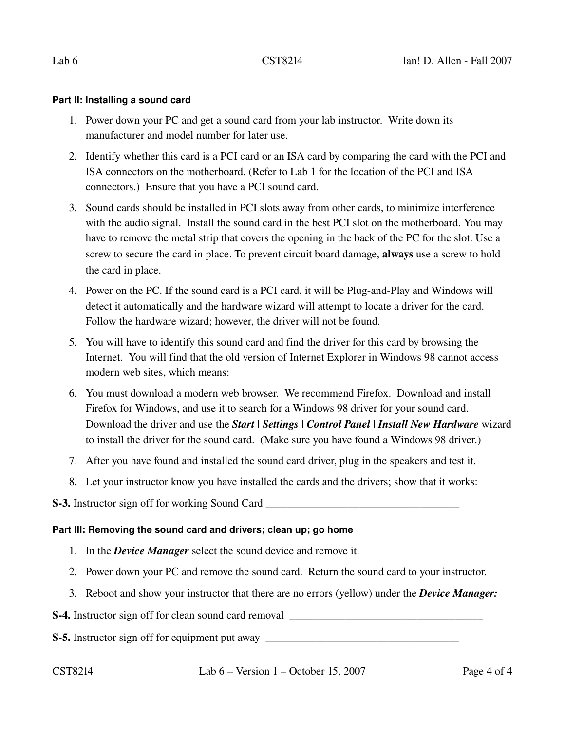**Part II: Installing a sound card**

1. Power down your PC and get a sound card from your lab instructor. Write down its manufacturer and model number for later use.
2. Identify whether this card is a PCI card or an ISA card by comparing the card with the PCI and ISA connectors on the motherboard. (Refer to Lab 1 for the location of the PCI and ISA connectors.) Ensure that you have a PCI sound card.
3. Sound cards should be installed in PCI slots away from other cards, to minimize interference with the audio signal. Install the sound card in the best PCI slot on the motherboard. You may have to remove the metal strip that covers the opening in the back of the PC for the slot. Use a screw to secure the card in place. To prevent circuit board damage, **always** use a screw to hold the card in place.
4. Power on the PC. If the sound card is a PCI card, it will be Plug-and-Play and Windows will detect it automatically and the hardware wizard will attempt to locate a driver for the card. Follow the hardware wizard; however, the driver will not be found.
5. You will have to identify this sound card and find the driver for this card by browsing the Internet. You will find that the old version of Internet Explorer in Windows 98 cannot access modern web sites, which means:
6. You must download a modern web browser. We recommend Firefox. Download and install Firefox for Windows, and use it to search for a Windows 98 driver for your sound card. Download the driver and use the ***Start | Settings | Control Panel | Install New Hardware*** wizard to install the driver for the sound card. (Make sure you have found a Windows 98 driver.)
7. After you have found and installed the sound card driver, plug in the speakers and test it.
8. Let your instructor know you have installed the cards and the drivers; show that it works:

**S-3.** Instructor sign off for working Sound Card ___________________________________

**Part III: Removing the sound card and drivers; clean up; go home**

1. In the ***Device Manager*** select the sound device and remove it.
2. Power down your PC and remove the sound card. Return the sound card to your instructor.
3. Reboot and show your instructor that there are no errors (yellow) under the ***Device Manager:***

**S-4.** Instructor sign off for clean sound card removal ___________________________________

**S-5.** Instructor sign off for equipment put away ___________________________________